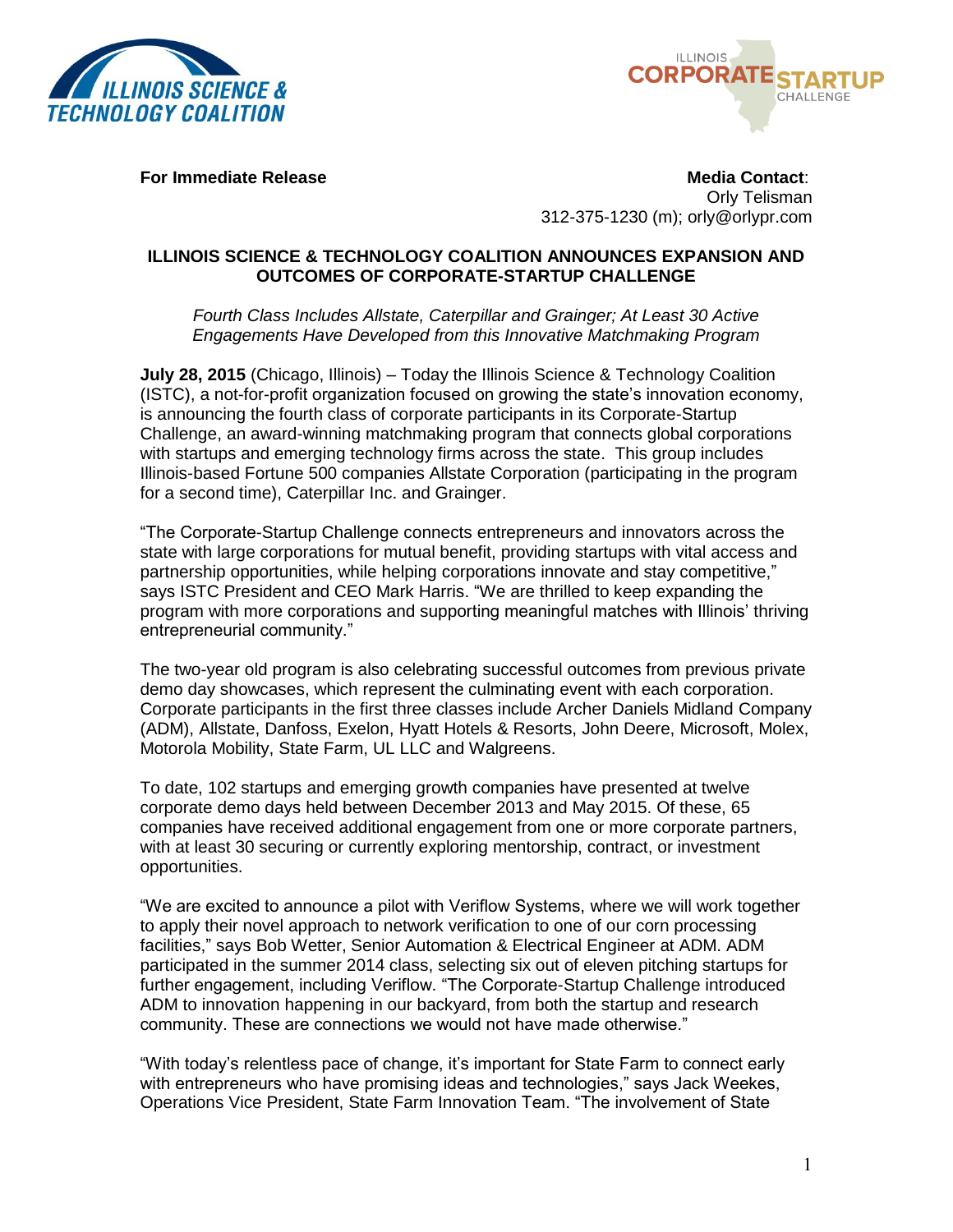**For Immediate Release**

**Media Contact**:
Orly Telisman
312-375-1230 (m); orly@orlypr.com

# ILLINOIS SCIENCE & TECHNOLOGY COALITION ANNOUNCES EXPANSION AND OUTCOMES OF CORPORATE-STARTUP CHALLENGE

*Fourth Class Includes Allstate, Caterpillar and Grainger; At Least 30 Active Engagements Have Developed from this Innovative Matchmaking Program*

**July 28, 2015** (Chicago, Illinois) – Today the Illinois Science & Technology Coalition (ISTC), a not-for-profit organization focused on growing the state's innovation economy, is announcing the fourth class of corporate participants in its Corporate-Startup Challenge, an award-winning matchmaking program that connects global corporations with startups and emerging technology firms across the state. This group includes Illinois-based Fortune 500 companies Allstate Corporation (participating in the program for a second time), Caterpillar Inc. and Grainger.

"The Corporate-Startup Challenge connects entrepreneurs and innovators across the state with large corporations for mutual benefit, providing startups with vital access and partnership opportunities, while helping corporations innovate and stay competitive," says ISTC President and CEO Mark Harris. "We are thrilled to keep expanding the program with more corporations and supporting meaningful matches with Illinois' thriving entrepreneurial community."

The two-year old program is also celebrating successful outcomes from previous private demo day showcases, which represent the culminating event with each corporation. Corporate participants in the first three classes include Archer Daniels Midland Company (ADM), Allstate, Danfoss, Exelon, Hyatt Hotels & Resorts, John Deere, Microsoft, Molex, Motorola Mobility, State Farm, UL LLC and Walgreens.

To date, 102 startups and emerging growth companies have presented at twelve corporate demo days held between December 2013 and May 2015. Of these, 65 companies have received additional engagement from one or more corporate partners, with at least 30 securing or currently exploring mentorship, contract, or investment opportunities.

"We are excited to announce a pilot with Veriflow Systems, where we will work together to apply their novel approach to network verification to one of our corn processing facilities," says Bob Wetter, Senior Automation & Electrical Engineer at ADM. ADM participated in the summer 2014 class, selecting six out of eleven pitching startups for further engagement, including Veriflow. "The Corporate-Startup Challenge introduced ADM to innovation happening in our backyard, from both the startup and research community. These are connections we would not have made otherwise."

"With today's relentless pace of change, it's important for State Farm to connect early with entrepreneurs who have promising ideas and technologies," says Jack Weekes, Operations Vice President, State Farm Innovation Team. "The involvement of State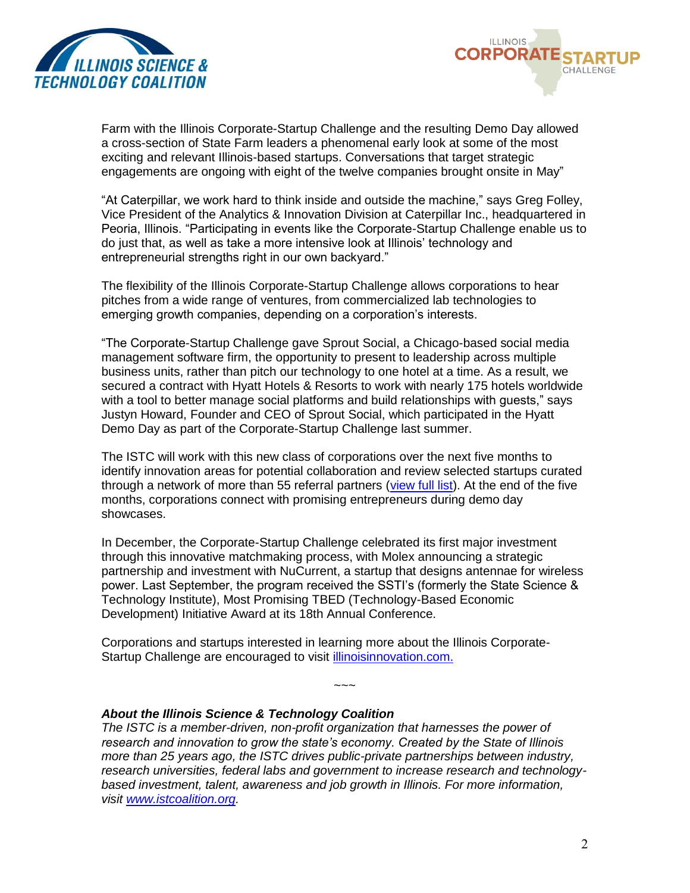Farm with the Illinois Corporate-Startup Challenge and the resulting Demo Day allowed a cross-section of State Farm leaders a phenomenal early look at some of the most exciting and relevant Illinois-based startups. Conversations that target strategic engagements are ongoing with eight of the twelve companies brought onsite in May"

"At Caterpillar, we work hard to think inside and outside the machine," says Greg Folley, Vice President of the Analytics & Innovation Division at Caterpillar Inc., headquartered in Peoria, Illinois. "Participating in events like the Corporate-Startup Challenge enable us to do just that, as well as take a more intensive look at Illinois' technology and entrepreneurial strengths right in our own backyard."

The flexibility of the Illinois Corporate-Startup Challenge allows corporations to hear pitches from a wide range of ventures, from commercialized lab technologies to emerging growth companies, depending on a corporation's interests.

"The Corporate-Startup Challenge gave Sprout Social, a Chicago-based social media management software firm, the opportunity to present to leadership across multiple business units, rather than pitch our technology to one hotel at a time. As a result, we secured a contract with Hyatt Hotels & Resorts to work with nearly 175 hotels worldwide with a tool to better manage social platforms and build relationships with guests," says Justyn Howard, Founder and CEO of Sprout Social, which participated in the Hyatt Demo Day as part of the Corporate-Startup Challenge last summer.

The ISTC will work with this new class of corporations over the next five months to identify innovation areas for potential collaboration and review selected startups curated through a network of more than 55 referral partners (view full list). At the end of the five months, corporations connect with promising entrepreneurs during demo day showcases.

In December, the Corporate-Startup Challenge celebrated its first major investment through this innovative matchmaking process, with Molex announcing a strategic partnership and investment with NuCurrent, a startup that designs antennae for wireless power. Last September, the program received the SSTI's (formerly the State Science & Technology Institute), Most Promising TBED (Technology-Based Economic Development) Initiative Award at its 18th Annual Conference.

Corporations and startups interested in learning more about the Illinois Corporate-Startup Challenge are encouraged to visit illinoisinnovation.com.

~~~

***About the Illinois Science & Technology Coalition***

*The ISTC is a member-driven, non-profit organization that harnesses the power of research and innovation to grow the state's economy. Created by the State of Illinois more than 25 years ago, the ISTC drives public-private partnerships between industry, research universities, federal labs and government to increase research and technology-based investment, talent, awareness and job growth in Illinois. For more information, visit www.istcoalition.org.*